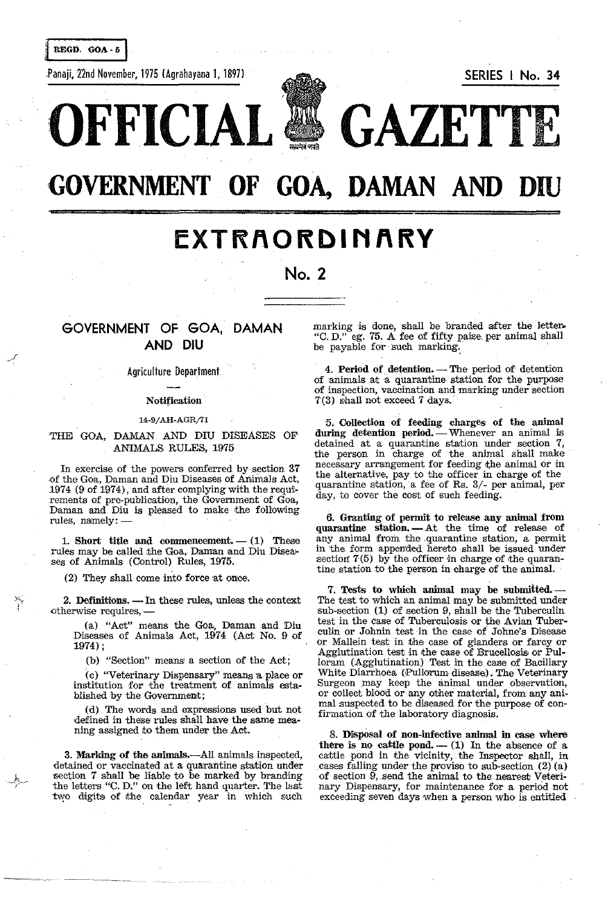REGD. GOA - 5

Panaji, 22nd November, 1975 (Agrahayana 1, 1897)

SERIES I No. 34

# OFFICIAL GAZETTE

# GOVERNMENT OF GOA, DAMAN AND DIU

# EXTRAORDINARY

## No. 2

## GOVERNMENT OF GOA, DAMAN AND DIU

Agriculture Department

**Notification**

14-9/AH-AGR/71

THE GOA, DAMAN AND DIU DISEASES OF ANIMALS RULES, 1975

In exercise of the powers conferred by section 37 of the Goa, Daman and Diu Diseases of Animals Act, 1974 (9 of 1974), and after complying with the requirements of pre-publication, the Government of Goa, Daman and Diu is pleased to make the following rules, namely: —

1. **Short title and commencement.** — (1) These rules may be called the Goa, Daman and Diu Diseases of Animals (Control) Rules, 1975.

(2) They shall come into force at once.

2. **Definitions.** — In these rules, unless the context otherwise requires, —

(a) "Act" means the Goa, Daman and Diu Diseases of Animals Act, 1974 (Act No. 9 of 1974);

(b) "Section" means a section of the Act;

(c) "Veterinary Dispensary" means a place or institution for the treatment of animals established by the Government;

(d) The words and expressions used but not defined in these rules shall have the same meaning assigned to them under the Act.

3. **Marking of the animals.**—All animals inspected, detained or vaccinated at a quarantine station under section 7 shall be liable to be marked by branding the letters "C. D." on the left hand quarter. The last two digits of the calendar year in which such marking is done, shall be branded after the letter. "C. D." eg. 75. A fee of fifty paise per animal shall be payable for such marking.

4. **Period of detention.** — The period of detention of animals at a quarantine station for the purpose of inspection, vaccination and marking under section 7(3) shall not exceed 7 days.

5. **Collection of feeding charges of the animal during detention period.** — Whenever an animal is detained at a quarantine station under section 7, the person in charge of the animal shall make necessary arrangement for feeding the animal or in the alternative, pay to the officer in charge of the quarantine station, a fee of Rs. 3/- per animal, per day, to cover the cost of such feeding.

6. **Granting of permit to release any animal from quarantine station.** — At the time of release of any animal from the quarantine station, a permit in the form appended hereto shall be issued under section 7(5) by the officer in charge of the quarantine station to the person in charge of the animal.

7. **Tests to which animal may be submitted.** — The test to which an animal may be submitted under sub-section (1) of section 9, shall be the Tuberculin test in the case of Tuberculosis or the Avian Tuberculin or Johnin test in the case of Johne's Disease or Mallein test in the case of glanders or farcy or Agglutination test in the case of Brucellosis or Pulloram (Agglutination) Test in the case of Bacillary White Diarrhoea (Pullorum disease). The Veterinary Surgeon may keep the animal under observation, or collect blood or any other material, from any animal suspected to be diseased for the purpose of confirmation of the laboratory diagnosis.

8. **Disposal of non-infective animal in case where there is no cattle pond.** — (1) In the absence of a cattle pond in the vicinity, the Inspector shall, in cases falling under the proviso to sub-section (2) (a) of section 9, send the animal to the nearest Veterinary Dispensary, for maintenance for a period not exceeding seven days when a person who is entitled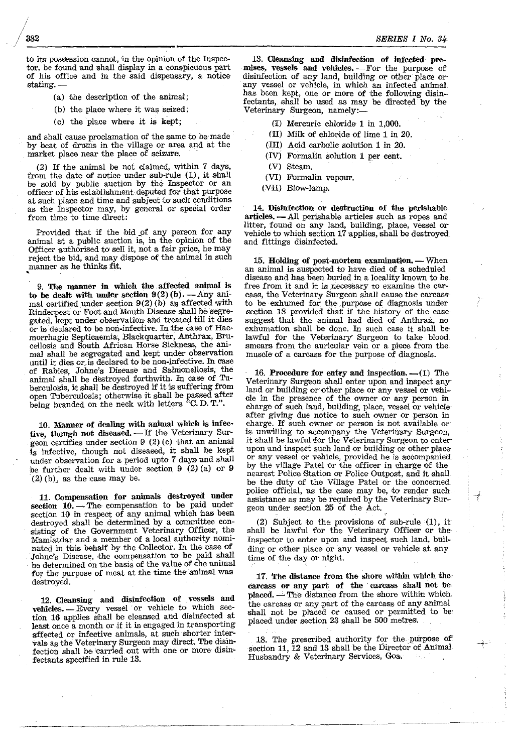to its possession cannot, in the opinion of the Inspector, be found and shall display in a conspicuous part of his office and in the said dispensary, a notice stating. —

(a) the description of the animal;

(b) the place where it was seized;

(c) the place where it is kept;

and shall cause proclamation of the same to be made by beat of drums in the village or area and at the market place near the place of seizure.

(2) If the animal be not claimed, within 7 days, from the date of notice under sub-rule (1), it shall be sold by public auction by the Inspector or an officer of his establishment deputed for that purpose at such place and time and subject to such conditions as the Inspector may, by general or special order from time to time direct:

Provided that if the bid of any person for any animal at a public auction is, in the opinion of the Officer authorised to sell it, not a fair price, he may reject the bid, and may dispose of the animal in such manner as he thinks fit.

9. **The manner in which the affected animal is to be dealt with under section 9(2)(b).** — Any animal certified under section 9(2)(b) as affected with Rinderpest or Foot and Mouth Disease shall be segregated, kept under observation and treated till it dies or is declared to be non-infective. In the case of Haemorrhagic Septicaemia, Blackquarter, Anthrax, Brucellosis and South African Horse Sickness, the animal shall be segregated and kept under observation until it dies or is declared to be non-infective. In case of Rabies, Johne's Disease and Salmonellosis, the animal shall be destroyed forthwith. In case of Tuberculosis, it shall be destroyed if it is suffering from open Tuberculosis; otherwise it shall be passed after being branded on the neck with letters "C. D. T.".

10. **Manner of dealing with animal which is infective, though not diseased.** — If the Veterinary Surgeon certifies under section 9 (2) (c) that an animal is infective, though not diseased, it shall be kept under observation for a period upto 7 days and shall be further dealt with under section 9 (2) (a) or 9 (2) (b), as the case may be.

11. **Compensation for animals destroyed under section 10.** — The compensation to be paid under section 10 in respect of any animal which has been destroyed shall be determined by a committee consisting of the Government Veterinary Officer, the Mamlatdar and a member of a local authority nominated in this behalf by the Collector. In the case of Johne's Disease, the compensation to be paid shall be determined on the basis of the value of the animal for the purpose of meat at the time the animal was destroyed.

12. **Cleansing and disinfection of vessels and vehicles.** — Every vessel or vehicle to which section 16 applies shall be cleansed and disinfected at least once a month or if it is engaged in transporting affected or infective animals, at such shorter intervals as the Veterinary Surgeon may direct. The disinfection shall be carried out with one or more disinfectants specified in rule 13.

13. **Cleansing and disinfection of infected premises, vessels and vehicles.** — For the purpose of disinfection of any land, building or other place or any vessel or vehicle, in which an infected animal has been kept, one or more of the following disinfectants, shall be used as may be directed by the Veterinary Surgeon, namely:—

(I) Mercuric chloride 1 in 1,000.

(II) Milk of chloride of lime 1 in 20.

(III) Acid carbolic solution 1 in 20.

(IV) Formalin solution 1 per cent.

(V) Steam.

(VI) Formalin vapour.

(VII) Blow-lamp.

14. **Disinfection or destruction of the perishable articles.** — All perishable articles such as ropes and litter, found on any land, building, place, vessel or vehicle to which section 17 applies, shall be destroyed and fittings disinfected.

15. **Holding of post-mortem examination.** — When an animal is suspected to have died of a scheduled disease and has been buried in a locality known to be free from it and it is necessary to examine the carcass, the Veterinary Surgeon shall cause the carcass to be exhumed for the purpose of diagnosis under section 18 provided that if the history of the case suggest that the animal had died of Anthrax, no exhumation shall be done. In such case it shall be lawful for the Veterinary Surgeon to take blood smears from the auricular vein or a piece from the muscle of a carcass for the purpose of diagnosis.

16. **Procedure for entry and inspection.** — (1) The Veterinary Surgeon shall enter upon and inspect any land or building or other place or any vessel or vehicle in the presence of the owner or any person in charge of such land, building, place, vessel or vehicle after giving due notice to such owner or person in charge. If such owner or person is not available or is unwilling to accompany the Veterinary Surgeon, it shall be lawful for the Veterinary Surgeon to enter upon and inspect such land or building or other place or any vessel or vehicle, provided he is accompanied by the village Patel or the officer in charge of the nearest Police Station or Police Outpost, and it shall be the duty of the Village Patel or the concerned police official, as the case may be, to render such assistance as may be required by the Veterinary Surgeon under section 25 of the Act.

(2) Subject to the provisions of sub-rule (1), it shall be lawful for the Veterinary Officer or the Inspector to enter upon and inspect such land, building or other place or any vessel or vehicle at any time of the day or night.

17. **The distance from the shore within which the carcass or any part of the carcass shall not be placed.** — The distance from the shore within which the carcass or any part of the carcass of any animal shall not be placed or caused or permitted to be placed under section 23 shall be 500 metres.

18. The prescribed authority for the purpose of section 11, 12 and 13 shall be the Director of Animal Husbandry & Veterinary Services, Goa.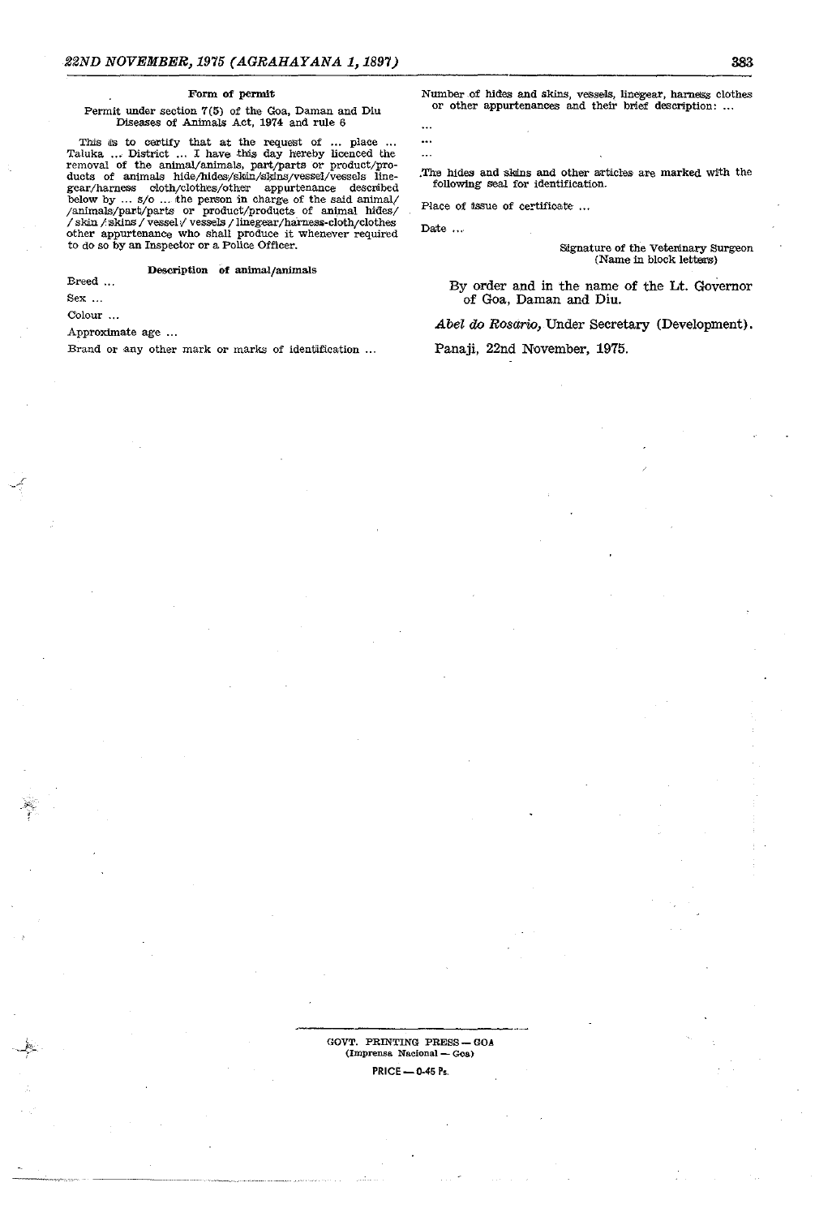**Form of permit**

Permit under section 7(5) of the Goa, Daman and Diu Diseases of Animals Act, 1974 and rule 6

This is to certify that at the request of ... place ... Taluka ... District ... I have this day hereby licenced the removal of the animal/animals, part/parts or product/products of animals hide/hides/skin/skins/vessel/vessels linegear/harness cloth/clothes/other appurtenance described below by ... s/o ... the person in charge of the said animal/ /animals/part/parts or product/products of animal hides/ / skin / skins / vessel / vessels / linegear/harness-cloth/clothes other appurtenance who shall produce it whenever required to do so by an Inspector or a Police Officer.

**Description of animal/animals**

Breed ...

Sex ...

Colour ...

Approximate age ...

Brand or any other mark or marks of identification ...

Number of hides and skins, vessels, linegear, harness clothes or other appurtenances and their brief description: ...

...

...

...

The hides and skins and other articles are marked with the following seal for identification.

Place of issue of certificate ...

Date ...

Signature of the Veterinary Surgeon
(Name in block letters)

By order and in the name of the Lt. Governor of Goa, Daman and Diu.

*Abel do Rosario*, Under Secretary (Development).

Panaji, 22nd November, 1975.

GOVT. PRINTING PRESS — GOA
(Imprensa Nacional — Goa)

PRICE — 0-45 Ps.